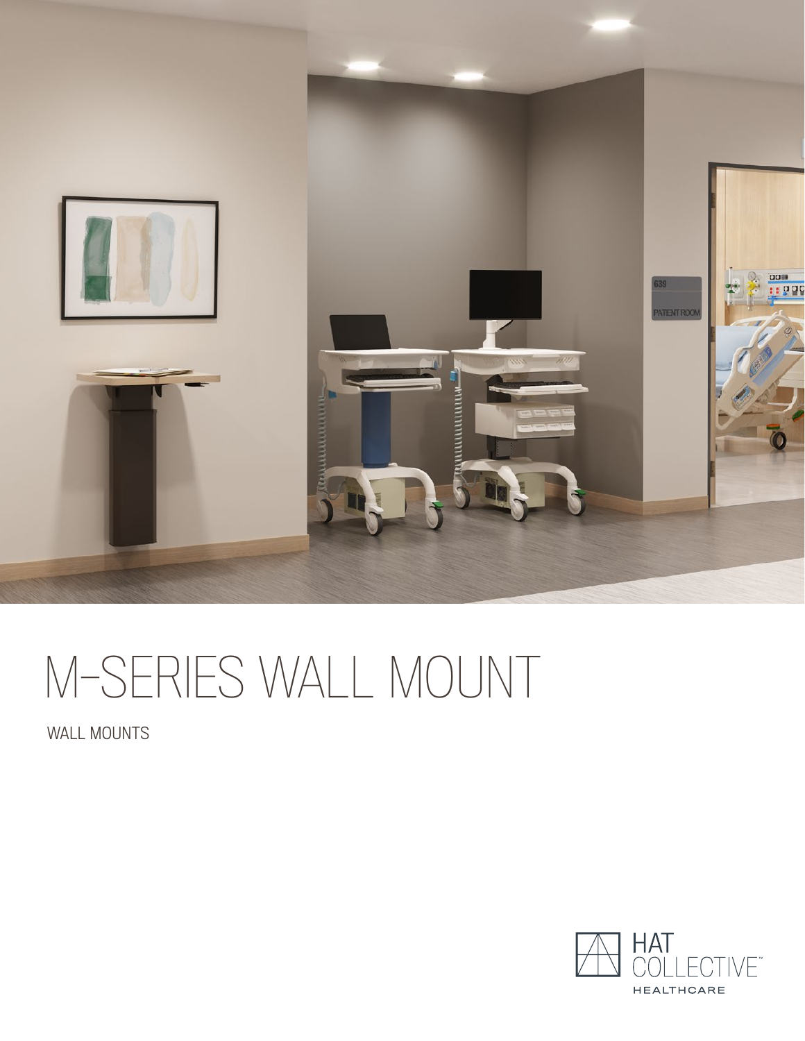# M-SERIES WALL MOUNT

WALL MOUNTS

HAT COLLECTIVE™ HEALTHCARE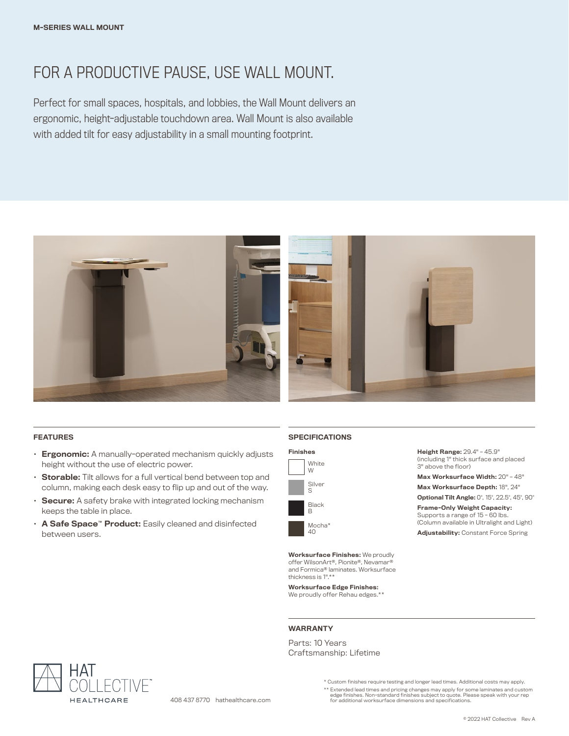M-SERIES WALL MOUNT

# FOR A PRODUCTIVE PAUSE, USE WALL MOUNT.

Perfect for small spaces, hospitals, and lobbies, the Wall Mount delivers an ergonomic, height-adjustable touchdown area. Wall Mount is also available with added tilt for easy adjustability in a small mounting footprint.

## FEATURES

- **Ergonomic:** A manually-operated mechanism quickly adjusts height without the use of electric power.
- **Storable:** Tilt allows for a full vertical bend between top and column, making each desk easy to flip up and out of the way.
- **Secure:** A safety brake with integrated locking mechanism keeps the table in place.
- **A Safe Space™ Product:** Easily cleaned and disinfected between users.

## SPECIFICATIONS

**Finishes**

- White W
- Silver S
- Black B
- Mocha* 40

**Worksurface Finishes:** We proudly offer WilsonArt®, Pionite®, Nevamar® and Formica® laminates. Worksurface thickness is 1".**

**Worksurface Edge Finishes:** We proudly offer Rehau edges.**

**Height Range:** 29.4" – 45.9" (including 1" thick surface and placed 3" above the floor)

**Max Worksurface Width:** 20" – 48"

**Max Worksurface Depth:** 18", 24"

**Optional Tilt Angle:** 0°, 15°, 22.5°, 45°, 90°

**Frame-Only Weight Capacity:** Supports a range of 15 – 60 lbs. (Column available in Ultralight and Light)

**Adjustability:** Constant Force Spring

## WARRANTY

Parts: 10 Years
Craftsmanship: Lifetime

HAT COLLECTIVE™ HEALTHCARE

408 437 8770 hathealthcare.com

\* Custom finishes require testing and longer lead times. Additional costs may apply.

\*\* Extended lead times and pricing changes may apply for some laminates and custom edge finishes. Non-standard finishes subject to quote. Please speak with your rep for additional worksurface dimensions and specifications.

© 2022 HAT Collective Rev A